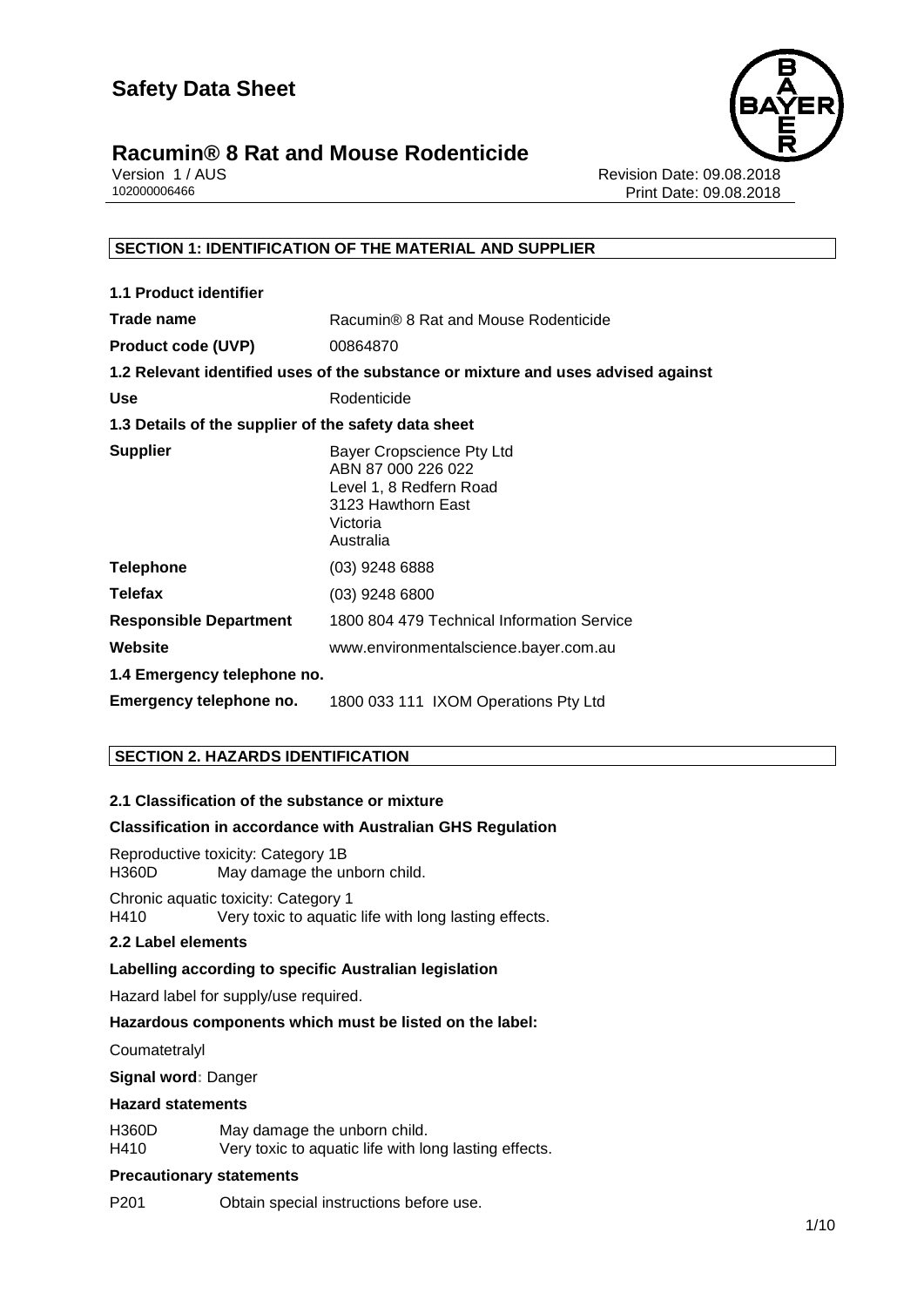# Safety Data Sheet

## Racumin® 8 Rat and Mouse Rodenticide

Version 1 / AUS
102000006466

Revision Date: 09.08.2018
Print Date: 09.08.2018

### SECTION 1: IDENTIFICATION OF THE MATERIAL AND SUPPLIER

**1.1 Product identifier**

| | |
|---|---|
| **Trade name** | Racumin® 8 Rat and Mouse Rodenticide |
| **Product code (UVP)** | 00864870 |

**1.2 Relevant identified uses of the substance or mixture and uses advised against**

| | |
|---|---|
| **Use** | Rodenticide |

**1.3 Details of the supplier of the safety data sheet**

| | |
|---|---|
| **Supplier** | Bayer Cropscience Pty Ltd<br>ABN 87 000 226 022<br>Level 1, 8 Redfern Road<br>3123 Hawthorn East<br>Victoria<br>Australia |
| **Telephone** | (03) 9248 6888 |
| **Telefax** | (03) 9248 6800 |
| **Responsible Department** | 1800 804 479 Technical Information Service |
| **Website** | www.environmentalscience.bayer.com.au |

**1.4 Emergency telephone no.**

| | |
|---|---|
| **Emergency telephone no.** | 1800 033 111 IXOM Operations Pty Ltd |

### SECTION 2. HAZARDS IDENTIFICATION

**2.1 Classification of the substance or mixture**

**Classification in accordance with Australian GHS Regulation**

Reproductive toxicity: Category 1B
H360D May damage the unborn child.

Chronic aquatic toxicity: Category 1
H410 Very toxic to aquatic life with long lasting effects.

**2.2 Label elements**

**Labelling according to specific Australian legislation**

Hazard label for supply/use required.

**Hazardous components which must be listed on the label:**

Coumatetralyl

**Signal word**: Danger

**Hazard statements**

H360D May damage the unborn child.
H410 Very toxic to aquatic life with long lasting effects.

**Precautionary statements**

P201 Obtain special instructions before use.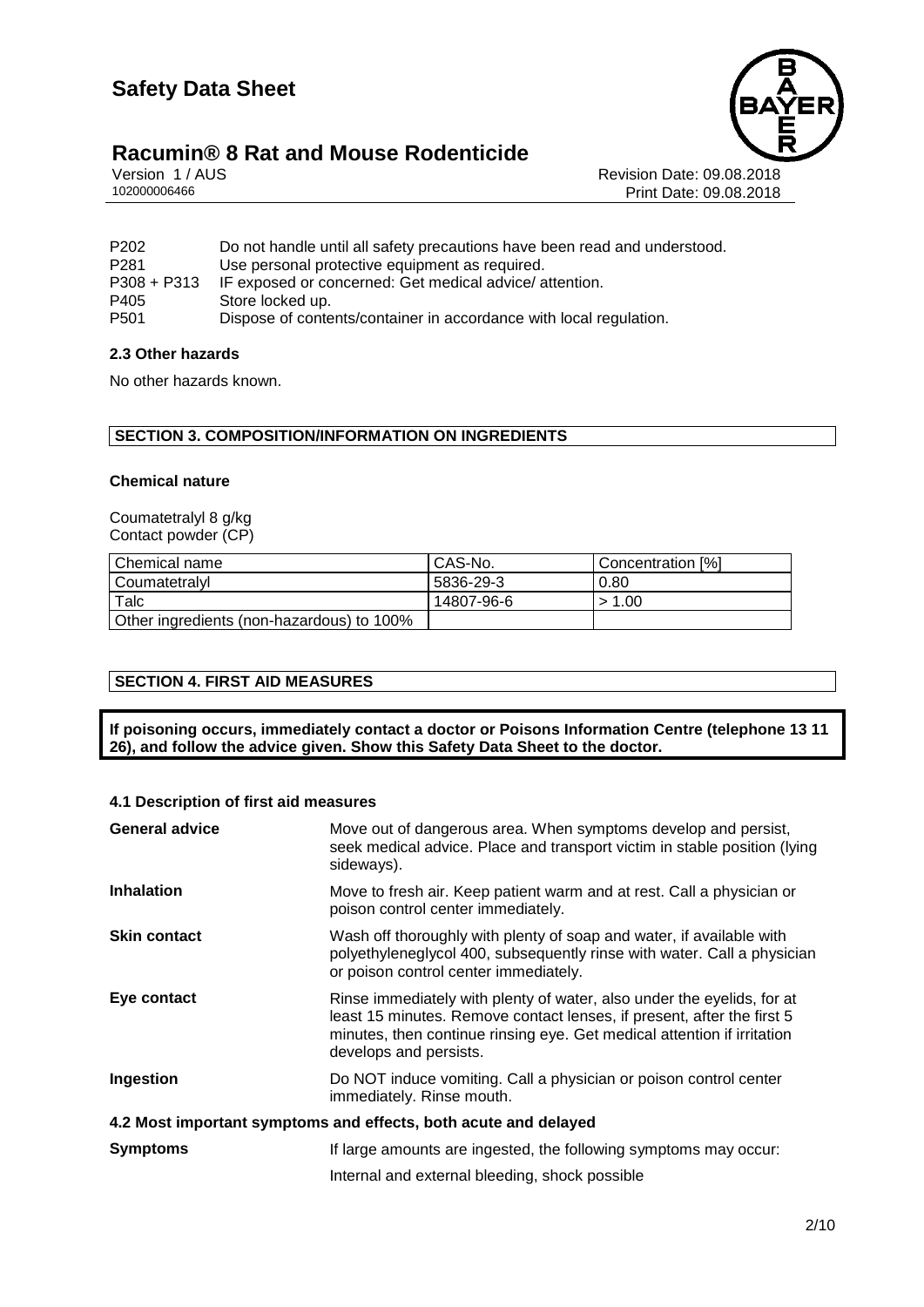| | |
|---|---|
| P202 | Do not handle until all safety precautions have been read and understood. |
| P281 | Use personal protective equipment as required. |
| P308 + P313 | IF exposed or concerned: Get medical advice/ attention. |
| P405 | Store locked up. |
| P501 | Dispose of contents/container in accordance with local regulation. |

### 2.3 Other hazards

No other hazards known.

## SECTION 3. COMPOSITION/INFORMATION ON INGREDIENTS

### Chemical nature

Coumatetralyl 8 g/kg
Contact powder (CP)

| Chemical name | CAS-No. | Concentration [%] |
|---|---|---|
| Coumatetralyl | 5836-29-3 | 0.80 |
| Talc | 14807-96-6 | > 1.00 |
| Other ingredients (non-hazardous) to 100% | | |

## SECTION 4. FIRST AID MEASURES

**If poisoning occurs, immediately contact a doctor or Poisons Information Centre (telephone 13 11 26), and follow the advice given. Show this Safety Data Sheet to the doctor.**

### 4.1 Description of first aid measures

| | |
|---|---|
| **General advice** | Move out of dangerous area. When symptoms develop and persist, seek medical advice. Place and transport victim in stable position (lying sideways). |
| **Inhalation** | Move to fresh air. Keep patient warm and at rest. Call a physician or poison control center immediately. |
| **Skin contact** | Wash off thoroughly with plenty of soap and water, if available with polyethyleneglycol 400, subsequently rinse with water. Call a physician or poison control center immediately. |
| **Eye contact** | Rinse immediately with plenty of water, also under the eyelids, for at least 15 minutes. Remove contact lenses, if present, after the first 5 minutes, then continue rinsing eye. Get medical attention if irritation develops and persists. |
| **Ingestion** | Do NOT induce vomiting. Call a physician or poison control center immediately. Rinse mouth. |

### 4.2 Most important symptoms and effects, both acute and delayed

| | |
|---|---|
| **Symptoms** | If large amounts are ingested, the following symptoms may occur: |
| | Internal and external bleeding, shock possible |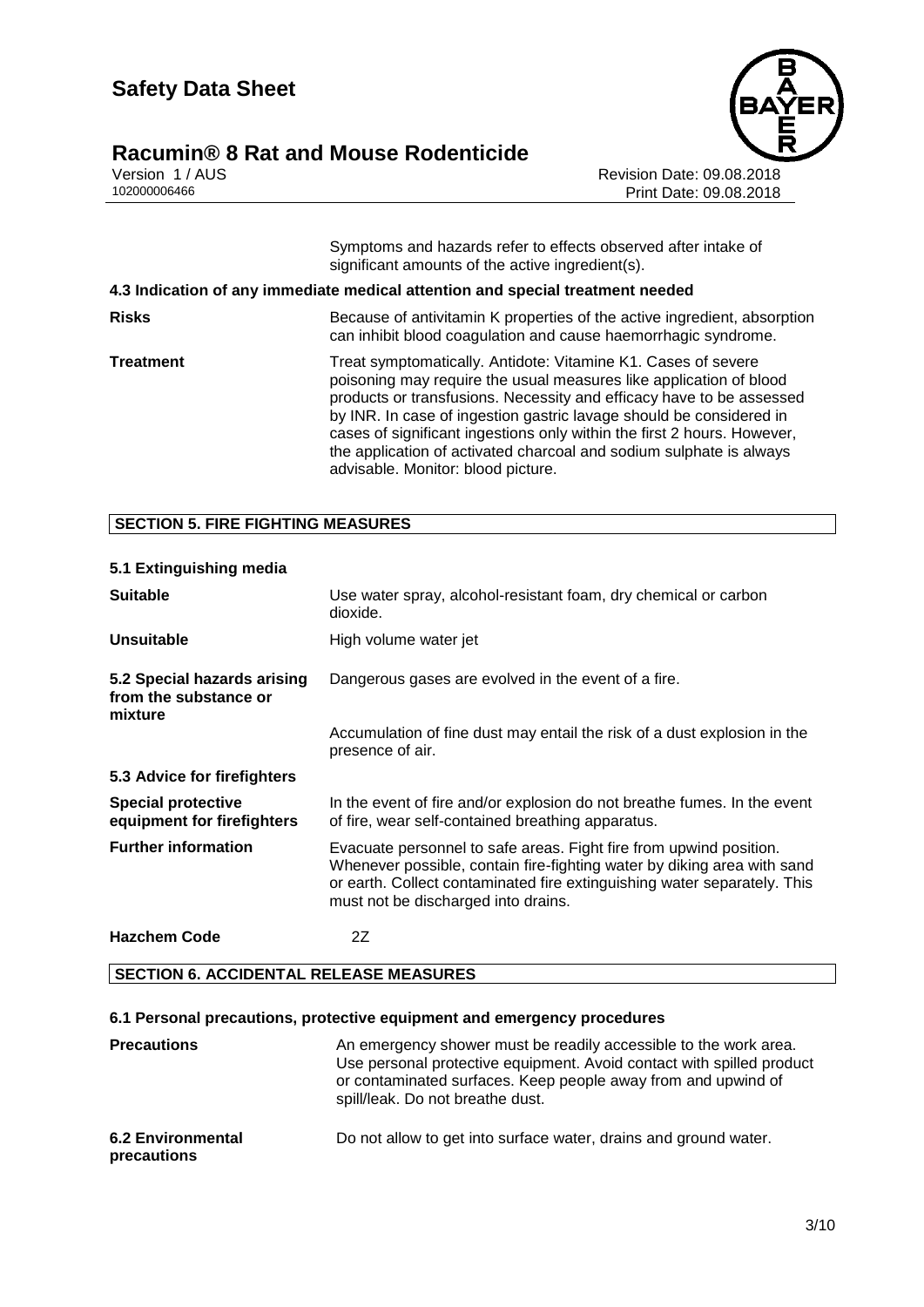Symptoms and hazards refer to effects observed after intake of significant amounts of the active ingredient(s).

### 4.3 Indication of any immediate medical attention and special treatment needed

| | |
|---|---|
| **Risks** | Because of antivitamin K properties of the active ingredient, absorption can inhibit blood coagulation and cause haemorrhagic syndrome. |
| **Treatment** | Treat symptomatically. Antidote: Vitamine K1. Cases of severe poisoning may require the usual measures like application of blood products or transfusions. Necessity and efficacy have to be assessed by INR. In case of ingestion gastric lavage should be considered in cases of significant ingestions only within the first 2 hours. However, the application of activated charcoal and sodium sulphate is always advisable. Monitor: blood picture. |

## SECTION 5. FIRE FIGHTING MEASURES

### 5.1 Extinguishing media

| | |
|---|---|
| **Suitable** | Use water spray, alcohol-resistant foam, dry chemical or carbon dioxide. |
| **Unsuitable** | High volume water jet |
| **5.2 Special hazards arising from the substance or mixture** | Dangerous gases are evolved in the event of a fire. |
| | Accumulation of fine dust may entail the risk of a dust explosion in the presence of air. |

### 5.3 Advice for firefighters

| | |
|---|---|
| **Special protective equipment for firefighters** | In the event of fire and/or explosion do not breathe fumes. In the event of fire, wear self-contained breathing apparatus. |
| **Further information** | Evacuate personnel to safe areas. Fight fire from upwind position. Whenever possible, contain fire-fighting water by diking area with sand or earth. Collect contaminated fire extinguishing water separately. This must not be discharged into drains. |
| **Hazchem Code** | 2Z |

## SECTION 6. ACCIDENTAL RELEASE MEASURES

### 6.1 Personal precautions, protective equipment and emergency procedures

| | |
|---|---|
| **Precautions** | An emergency shower must be readily accessible to the work area. Use personal protective equipment. Avoid contact with spilled product or contaminated surfaces. Keep people away from and upwind of spill/leak. Do not breathe dust. |
| **6.2 Environmental precautions** | Do not allow to get into surface water, drains and ground water. |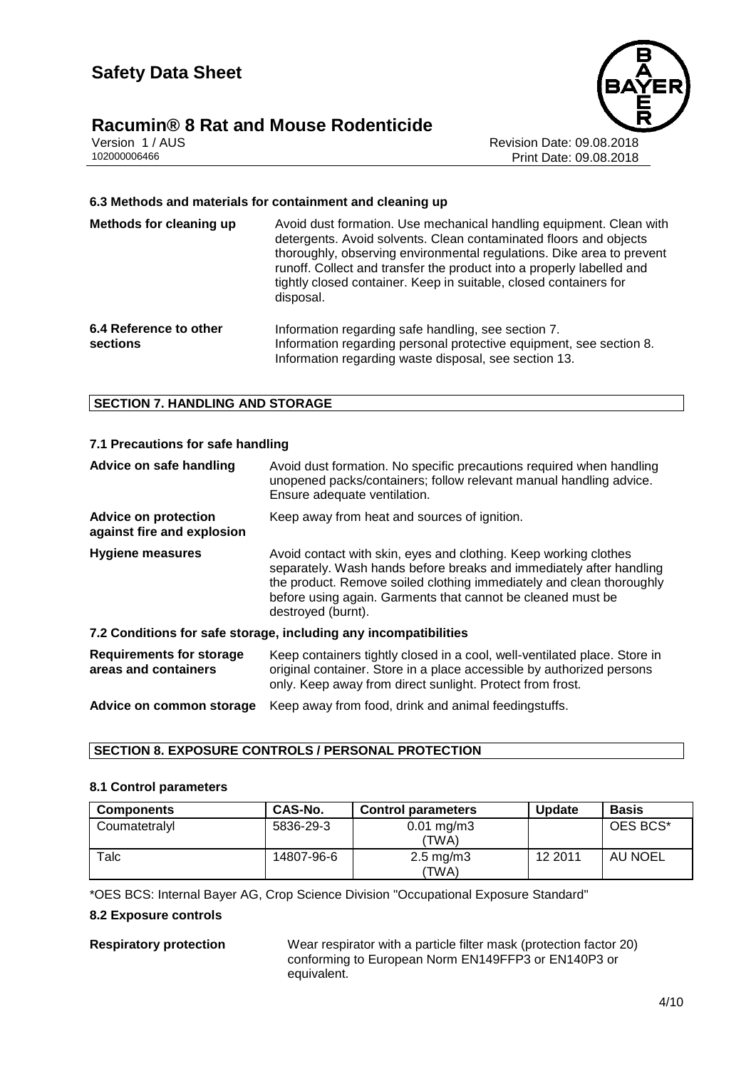### 6.3 Methods and materials for containment and cleaning up

| | |
|---|---|
| **Methods for cleaning up** | Avoid dust formation. Use mechanical handling equipment. Clean with detergents. Avoid solvents. Clean contaminated floors and objects thoroughly, observing environmental regulations. Dike area to prevent runoff. Collect and transfer the product into a properly labelled and tightly closed container. Keep in suitable, closed containers for disposal. |
| **6.4 Reference to other sections** | Information regarding safe handling, see section 7. Information regarding personal protective equipment, see section 8. Information regarding waste disposal, see section 13. |

## SECTION 7. HANDLING AND STORAGE

### 7.1 Precautions for safe handling

| | |
|---|---|
| **Advice on safe handling** | Avoid dust formation. No specific precautions required when handling unopened packs/containers; follow relevant manual handling advice. Ensure adequate ventilation. |
| **Advice on protection against fire and explosion** | Keep away from heat and sources of ignition. |
| **Hygiene measures** | Avoid contact with skin, eyes and clothing. Keep working clothes separately. Wash hands before breaks and immediately after handling the product. Remove soiled clothing immediately and clean thoroughly before using again. Garments that cannot be cleaned must be destroyed (burnt). |

### 7.2 Conditions for safe storage, including any incompatibilities

| | |
|---|---|
| **Requirements for storage areas and containers** | Keep containers tightly closed in a cool, well-ventilated place. Store in original container. Store in a place accessible by authorized persons only. Keep away from direct sunlight. Protect from frost. |
| **Advice on common storage** | Keep away from food, drink and animal feedingstuffs. |

## SECTION 8. EXPOSURE CONTROLS / PERSONAL PROTECTION

### 8.1 Control parameters

| Components | CAS-No. | Control parameters | Update | Basis |
|---|---|---|---|---|
| Coumatetralyl | 5836-29-3 | 0.01 mg/m3 (TWA) | | OES BCS* |
| Talc | 14807-96-6 | 2.5 mg/m3 (TWA) | 12 2011 | AU NOEL |

*OES BCS: Internal Bayer AG, Crop Science Division "Occupational Exposure Standard"

### 8.2 Exposure controls

| | |
|---|---|
| **Respiratory protection** | Wear respirator with a particle filter mask (protection factor 20) conforming to European Norm EN149FFP3 or EN140P3 or equivalent. |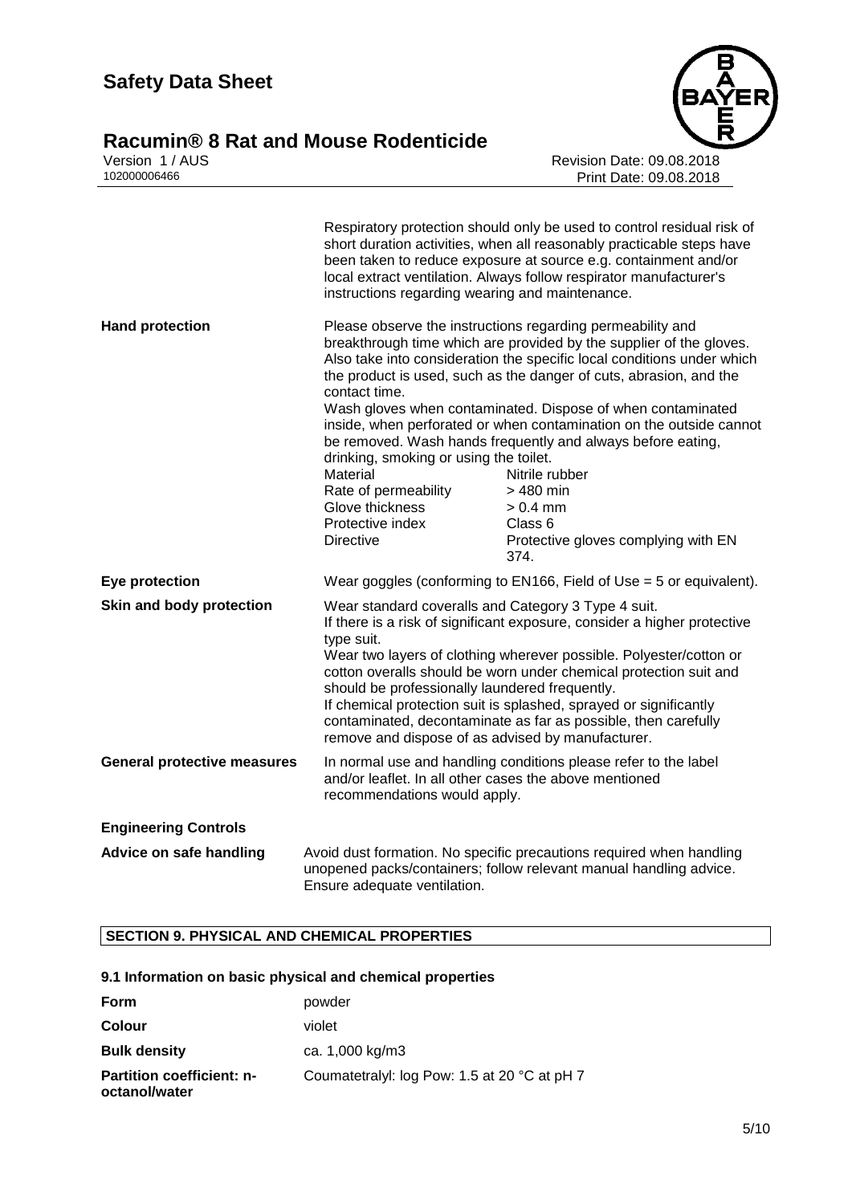Respiratory protection should only be used to control residual risk of short duration activities, when all reasonably practicable steps have been taken to reduce exposure at source e.g. containment and/or local extract ventilation. Always follow respirator manufacturer's instructions regarding wearing and maintenance.

**Hand protection**

Please observe the instructions regarding permeability and breakthrough time which are provided by the supplier of the gloves. Also take into consideration the specific local conditions under which the product is used, such as the danger of cuts, abrasion, and the contact time.
Wash gloves when contaminated. Dispose of when contaminated inside, when perforated or when contamination on the outside cannot be removed. Wash hands frequently and always before eating, drinking, smoking or using the toilet.

| | |
|---|---|
| Material | Nitrile rubber |
| Rate of permeability | > 480 min |
| Glove thickness | > 0.4 mm |
| Protective index | Class 6 |
| Directive | Protective gloves complying with EN 374. |

**Eye protection**

Wear goggles (conforming to EN166, Field of Use = 5 or equivalent).

**Skin and body protection**

Wear standard coveralls and Category 3 Type 4 suit.
If there is a risk of significant exposure, consider a higher protective type suit.
Wear two layers of clothing wherever possible. Polyester/cotton or cotton overalls should be worn under chemical protection suit and should be professionally laundered frequently.
If chemical protection suit is splashed, sprayed or significantly contaminated, decontaminate as far as possible, then carefully remove and dispose of as advised by manufacturer.

**General protective measures**

In normal use and handling conditions please refer to the label and/or leaflet. In all other cases the above mentioned recommendations would apply.

**Engineering Controls**

**Advice on safe handling**

Avoid dust formation. No specific precautions required when handling unopened packs/containers; follow relevant manual handling advice. Ensure adequate ventilation.

## SECTION 9. PHYSICAL AND CHEMICAL PROPERTIES

### 9.1 Information on basic physical and chemical properties

| | |
|---|---|
| **Form** | powder |
| **Colour** | violet |
| **Bulk density** | ca. 1,000 kg/m3 |
| **Partition coefficient: n-octanol/water** | Coumatetralyl: log Pow: 1.5 at 20 °C at pH 7 |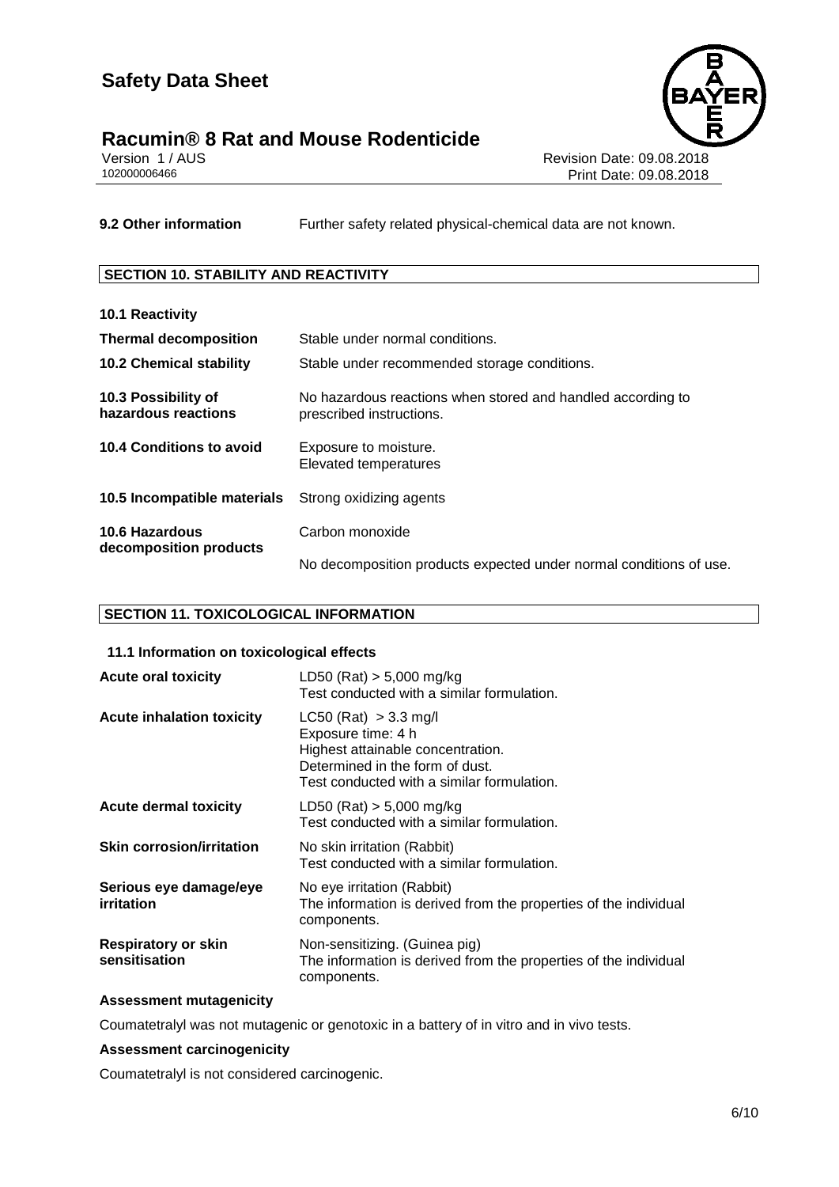**9.2 Other information** Further safety related physical-chemical data are not known.

## SECTION 10. STABILITY AND REACTIVITY

| | |
|---|---|
| **10.1 Reactivity** | |
| **Thermal decomposition** | Stable under normal conditions. |
| **10.2 Chemical stability** | Stable under recommended storage conditions. |
| **10.3 Possibility of hazardous reactions** | No hazardous reactions when stored and handled according to prescribed instructions. |
| **10.4 Conditions to avoid** | Exposure to moisture.<br>Elevated temperatures |
| **10.5 Incompatible materials** | Strong oxidizing agents |
| **10.6 Hazardous decomposition products** | Carbon monoxide<br><br>No decomposition products expected under normal conditions of use. |

## SECTION 11. TOXICOLOGICAL INFORMATION

### 11.1 Information on toxicological effects

| | |
|---|---|
| **Acute oral toxicity** | LD50 (Rat) > 5,000 mg/kg<br>Test conducted with a similar formulation. |
| **Acute inhalation toxicity** | LC50 (Rat) > 3.3 mg/l<br>Exposure time: 4 h<br>Highest attainable concentration.<br>Determined in the form of dust.<br>Test conducted with a similar formulation. |
| **Acute dermal toxicity** | LD50 (Rat) > 5,000 mg/kg<br>Test conducted with a similar formulation. |
| **Skin corrosion/irritation** | No skin irritation (Rabbit)<br>Test conducted with a similar formulation. |
| **Serious eye damage/eye irritation** | No eye irritation (Rabbit)<br>The information is derived from the properties of the individual components. |
| **Respiratory or skin sensitisation** | Non-sensitizing. (Guinea pig)<br>The information is derived from the properties of the individual components. |

**Assessment mutagenicity**

Coumatetralyl was not mutagenic or genotoxic in a battery of in vitro and in vivo tests.

**Assessment carcinogenicity**

Coumatetralyl is not considered carcinogenic.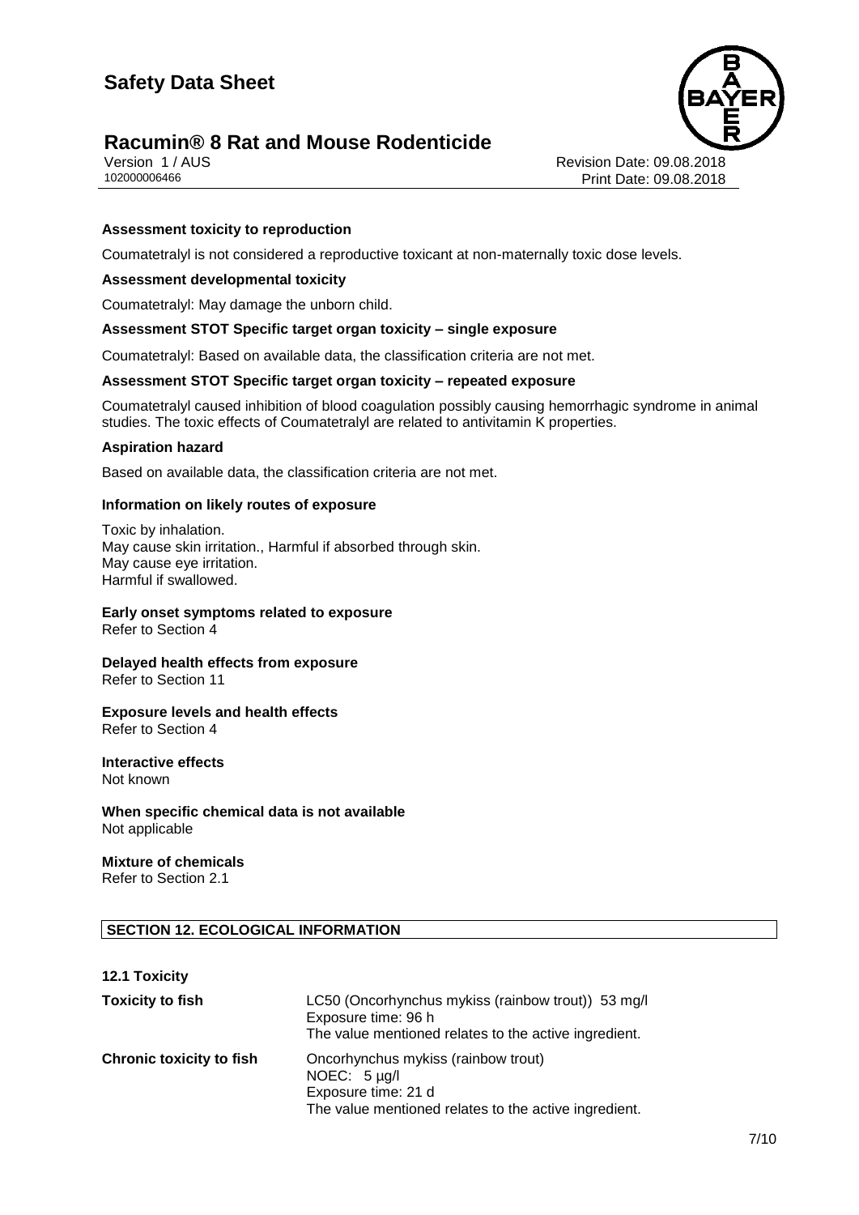**Assessment toxicity to reproduction**

Coumatetralyl is not considered a reproductive toxicant at non-maternally toxic dose levels.

**Assessment developmental toxicity**

Coumatetralyl: May damage the unborn child.

**Assessment STOT Specific target organ toxicity – single exposure**

Coumatetralyl: Based on available data, the classification criteria are not met.

**Assessment STOT Specific target organ toxicity – repeated exposure**

Coumatetralyl caused inhibition of blood coagulation possibly causing hemorrhagic syndrome in animal studies. The toxic effects of Coumatetralyl are related to antivitamin K properties.

**Aspiration hazard**

Based on available data, the classification criteria are not met.

**Information on likely routes of exposure**

Toxic by inhalation.
May cause skin irritation., Harmful if absorbed through skin.
May cause eye irritation.
Harmful if swallowed.

**Early onset symptoms related to exposure**
Refer to Section 4

**Delayed health effects from exposure**
Refer to Section 11

**Exposure levels and health effects**
Refer to Section 4

**Interactive effects**
Not known

**When specific chemical data is not available**
Not applicable

**Mixture of chemicals**
Refer to Section 2.1

## SECTION 12. ECOLOGICAL INFORMATION

**12.1 Toxicity**

| | |
|---|---|
| **Toxicity to fish** | LC50 (Oncorhynchus mykiss (rainbow trout)) 53 mg/l<br>Exposure time: 96 h<br>The value mentioned relates to the active ingredient. |
| **Chronic toxicity to fish** | Oncorhynchus mykiss (rainbow trout)<br>NOEC: 5 µg/l<br>Exposure time: 21 d<br>The value mentioned relates to the active ingredient. |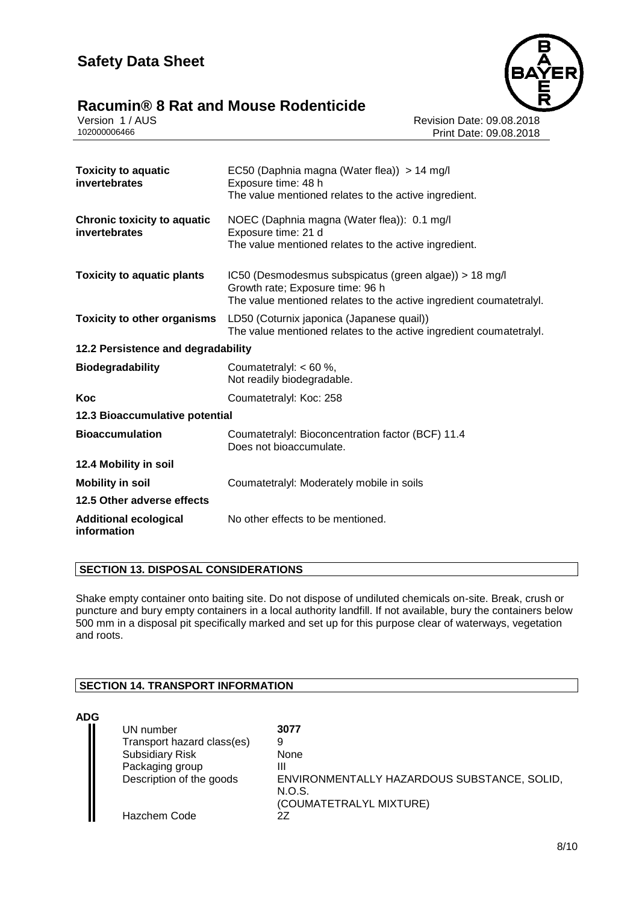| | |
|---|---|
| **Toxicity to aquatic invertebrates** | EC50 (Daphnia magna (Water flea)) > 14 mg/l<br>Exposure time: 48 h<br>The value mentioned relates to the active ingredient. |
| **Chronic toxicity to aquatic invertebrates** | NOEC (Daphnia magna (Water flea)): 0.1 mg/l<br>Exposure time: 21 d<br>The value mentioned relates to the active ingredient. |
| **Toxicity to aquatic plants** | IC50 (Desmodesmus subspicatus (green algae)) > 18 mg/l<br>Growth rate; Exposure time: 96 h<br>The value mentioned relates to the active ingredient coumatetralyl. |
| **Toxicity to other organisms** | LD50 (Coturnix japonica (Japanese quail))<br>The value mentioned relates to the active ingredient coumatetralyl. |

**12.2 Persistence and degradability**

| | |
|---|---|
| **Biodegradability** | Coumatetralyl: < 60 %,<br>Not readily biodegradable. |
| **Koc** | Coumatetralyl: Koc: 258 |

**12.3 Bioaccumulative potential**

| | |
|---|---|
| **Bioaccumulation** | Coumatetralyl: Bioconcentration factor (BCF) 11.4<br>Does not bioaccumulate. |

**12.4 Mobility in soil**

| | |
|---|---|
| **Mobility in soil** | Coumatetralyl: Moderately mobile in soils |

**12.5 Other adverse effects**

| | |
|---|---|
| **Additional ecological information** | No other effects to be mentioned. |

## SECTION 13. DISPOSAL CONSIDERATIONS

Shake empty container onto baiting site. Do not dispose of undiluted chemicals on-site. Break, crush or puncture and bury empty containers in a local authority landfill. If not available, bury the containers below 500 mm in a disposal pit specifically marked and set up for this purpose clear of waterways, vegetation and roots.

## SECTION 14. TRANSPORT INFORMATION

**ADG**

| | |
|---|---|
| UN number | **3077** |
| Transport hazard class(es) | 9 |
| Subsidiary Risk | None |
| Packaging group | III |
| Description of the goods | ENVIRONMENTALLY HAZARDOUS SUBSTANCE, SOLID, N.O.S.<br>(COUMATETRALYL MIXTURE) |
| Hazchem Code | 2Z |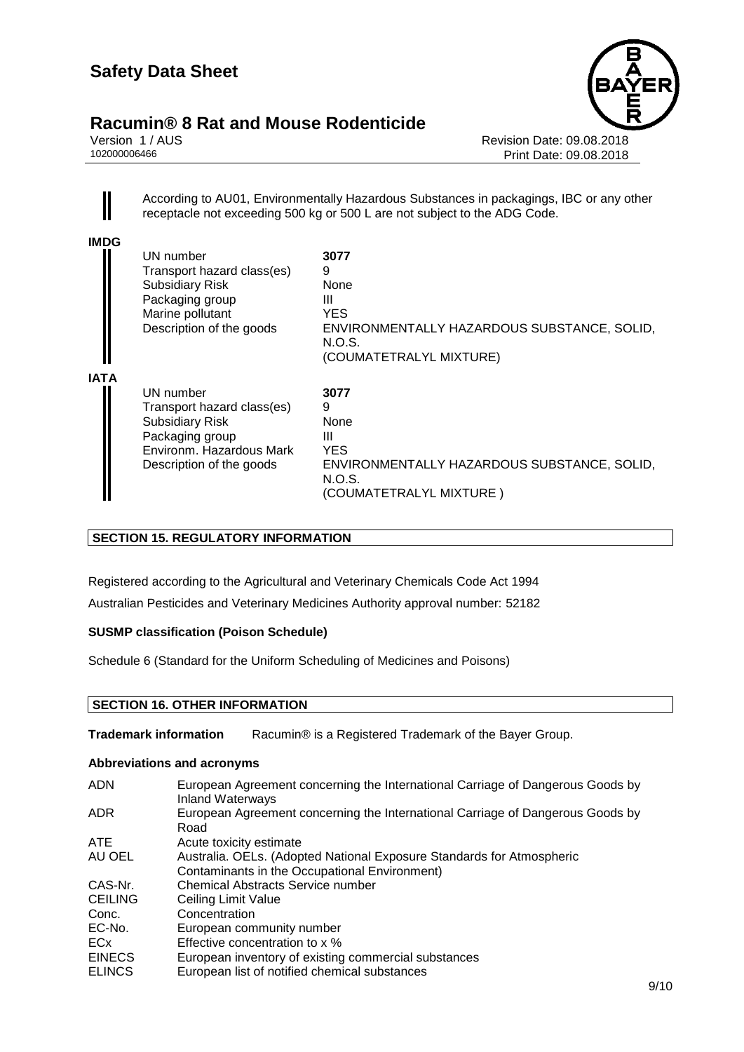According to AU01, Environmentally Hazardous Substances in packagings, IBC or any other receptacle not exceeding 500 kg or 500 L are not subject to the ADG Code.

**IMDG**

| | |
|---|---|
| UN number | **3077** |
| Transport hazard class(es) | 9 |
| Subsidiary Risk | None |
| Packaging group | III |
| Marine pollutant | YES |
| Description of the goods | ENVIRONMENTALLY HAZARDOUS SUBSTANCE, SOLID, N.O.S. (COUMATETRALYL MIXTURE) |

**IATA**

| | |
|---|---|
| UN number | **3077** |
| Transport hazard class(es) | 9 |
| Subsidiary Risk | None |
| Packaging group | III |
| Environm. Hazardous Mark | YES |
| Description of the goods | ENVIRONMENTALLY HAZARDOUS SUBSTANCE, SOLID, N.O.S. (COUMATETRALYL MIXTURE ) |

## SECTION 15. REGULATORY INFORMATION

Registered according to the Agricultural and Veterinary Chemicals Code Act 1994

Australian Pesticides and Veterinary Medicines Authority approval number: 52182

**SUSMP classification (Poison Schedule)**

Schedule 6 (Standard for the Uniform Scheduling of Medicines and Poisons)

## SECTION 16. OTHER INFORMATION

**Trademark information** Racumin® is a Registered Trademark of the Bayer Group.

**Abbreviations and acronyms**

| | |
|---|---|
| ADN | European Agreement concerning the International Carriage of Dangerous Goods by Inland Waterways |
| ADR | European Agreement concerning the International Carriage of Dangerous Goods by Road |
| ATE | Acute toxicity estimate |
| AU OEL | Australia. OELs. (Adopted National Exposure Standards for Atmospheric Contaminants in the Occupational Environment) |
| CAS-Nr. | Chemical Abstracts Service number |
| CEILING | Ceiling Limit Value |
| Conc. | Concentration |
| EC-No. | European community number |
| ECx | Effective concentration to x % |
| EINECS | European inventory of existing commercial substances |
| ELINCS | European list of notified chemical substances |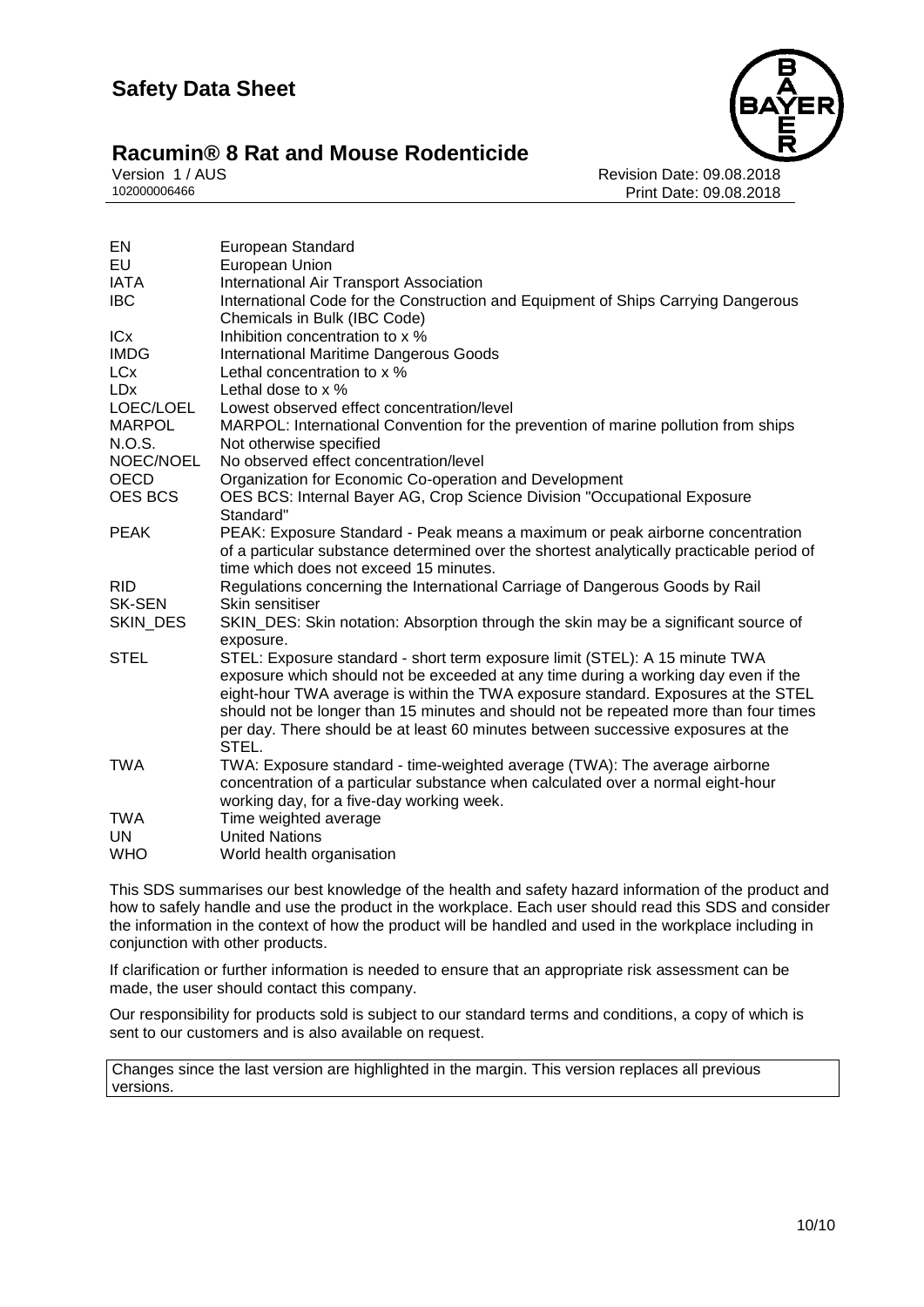| | |
|---|---|
| EN | European Standard |
| EU | European Union |
| IATA | International Air Transport Association |
| IBC | International Code for the Construction and Equipment of Ships Carrying Dangerous Chemicals in Bulk (IBC Code) |
| ICx | Inhibition concentration to x % |
| IMDG | International Maritime Dangerous Goods |
| LCx | Lethal concentration to x % |
| LDx | Lethal dose to x % |
| LOEC/LOEL | Lowest observed effect concentration/level |
| MARPOL | MARPOL: International Convention for the prevention of marine pollution from ships |
| N.O.S. | Not otherwise specified |
| NOEC/NOEL | No observed effect concentration/level |
| OECD | Organization for Economic Co-operation and Development |
| OES BCS | OES BCS: Internal Bayer AG, Crop Science Division "Occupational Exposure Standard" |
| PEAK | PEAK: Exposure Standard - Peak means a maximum or peak airborne concentration of a particular substance determined over the shortest analytically practicable period of time which does not exceed 15 minutes. |
| RID | Regulations concerning the International Carriage of Dangerous Goods by Rail |
| SK-SEN | Skin sensitiser |
| SKIN_DES | SKIN_DES: Skin notation: Absorption through the skin may be a significant source of exposure. |
| STEL | STEL: Exposure standard - short term exposure limit (STEL): A 15 minute TWA exposure which should not be exceeded at any time during a working day even if the eight-hour TWA average is within the TWA exposure standard. Exposures at the STEL should not be longer than 15 minutes and should not be repeated more than four times per day. There should be at least 60 minutes between successive exposures at the STEL. |
| TWA | TWA: Exposure standard - time-weighted average (TWA): The average airborne concentration of a particular substance when calculated over a normal eight-hour working day, for a five-day working week. |
| TWA | Time weighted average |
| UN | United Nations |
| WHO | World health organisation |

This SDS summarises our best knowledge of the health and safety hazard information of the product and how to safely handle and use the product in the workplace. Each user should read this SDS and consider the information in the context of how the product will be handled and used in the workplace including in conjunction with other products.

If clarification or further information is needed to ensure that an appropriate risk assessment can be made, the user should contact this company.

Our responsibility for products sold is subject to our standard terms and conditions, a copy of which is sent to our customers and is also available on request.

Changes since the last version are highlighted in the margin. This version replaces all previous versions.